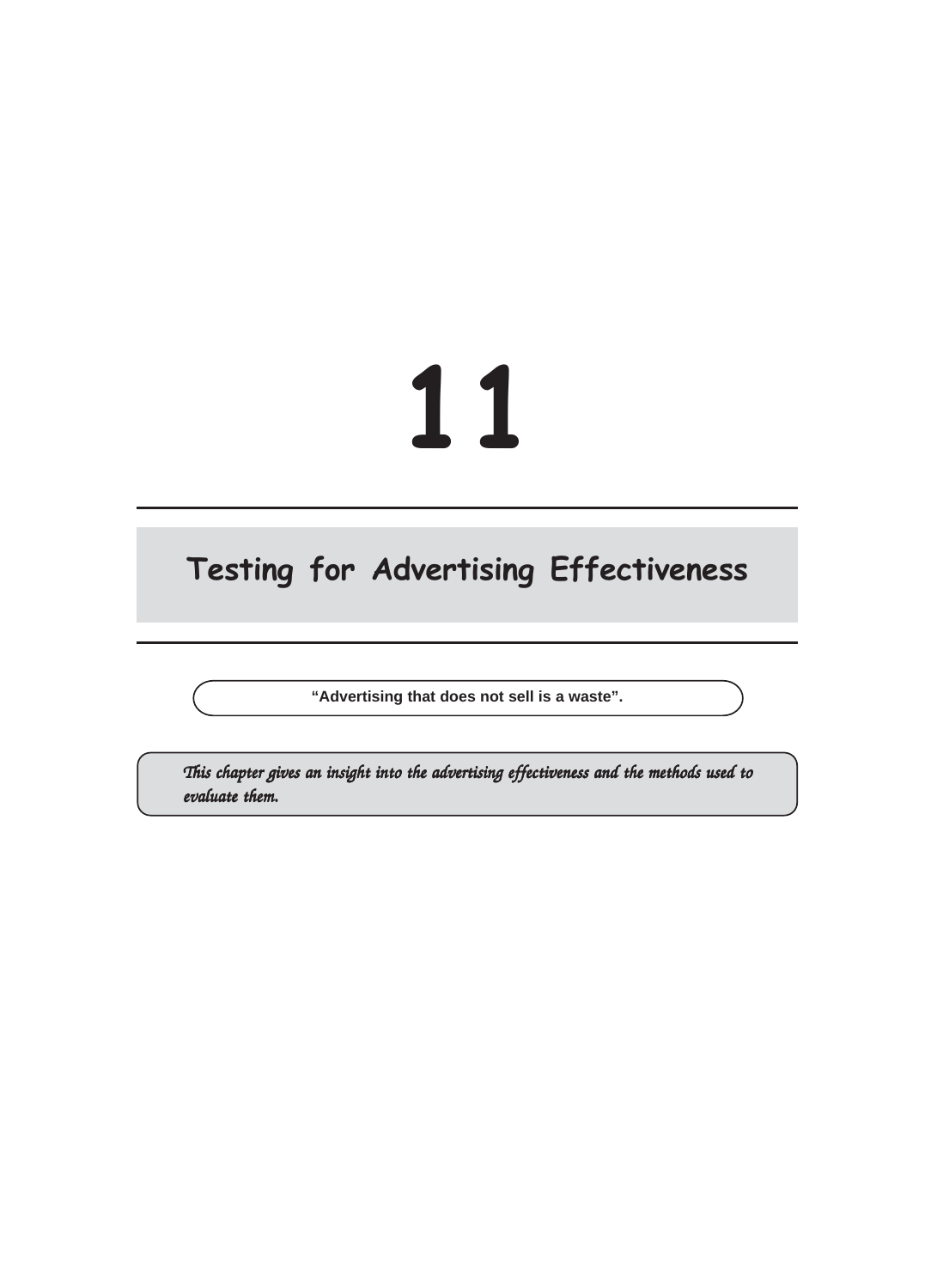# 11

# Testing for Advertising Effectiveness

**"Advertising that does not sell is a waste".**

*This chapter gives an insight into the advertising effectiveness and the methods used to evaluate them.*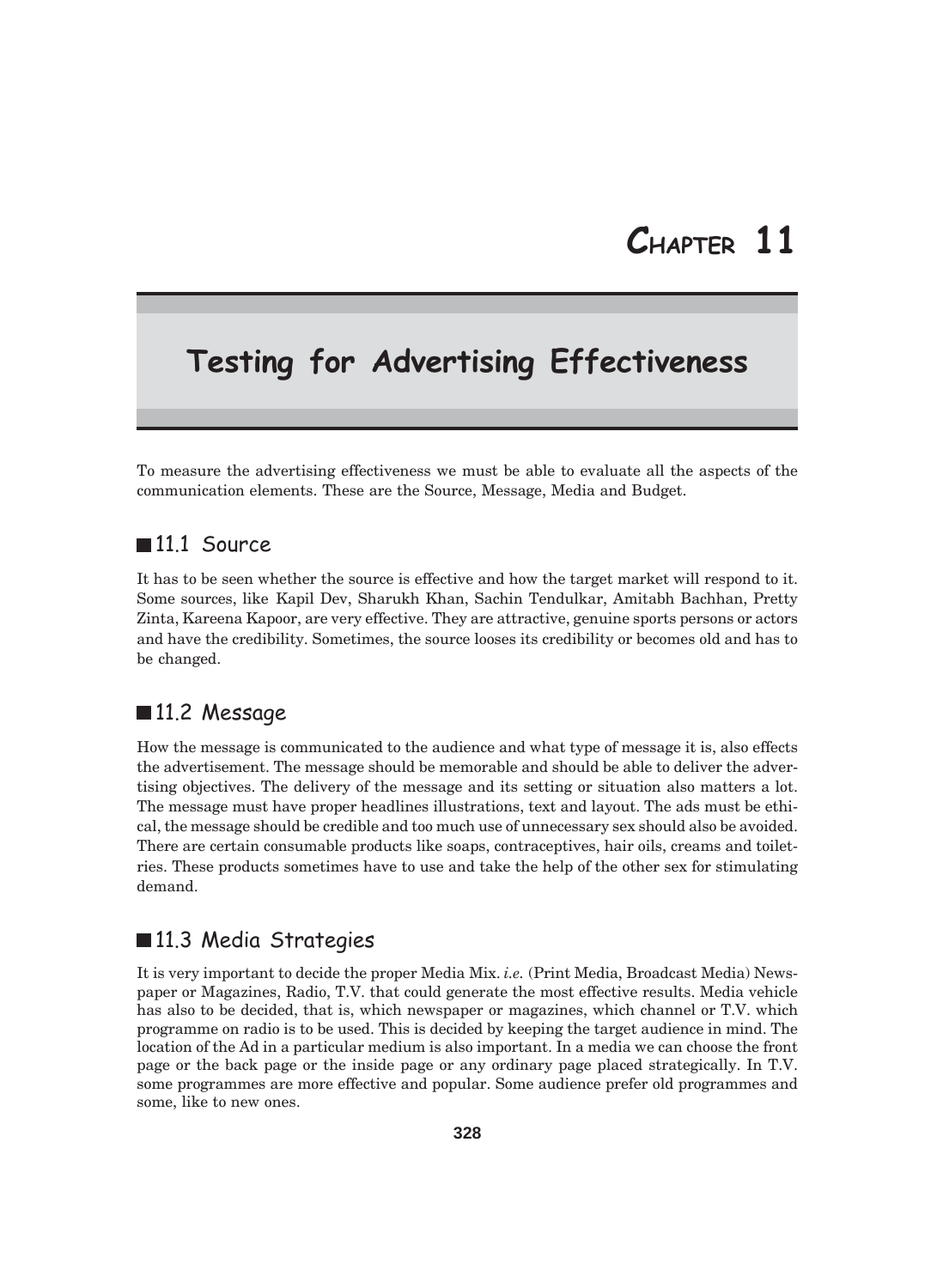# Chapter 11

# Testing for Advertising Effectiveness

To measure the advertising effectiveness we must be able to evaluate all the aspects of the communication elements. These are the Source, Message, Media and Budget.

## 11.1 Source

It has to be seen whether the source is effective and how the target market will respond to it. Some sources, like Kapil Dev, Sharukh Khan, Sachin Tendulkar, Amitabh Bachhan, Pretty Zinta, Kareena Kapoor, are very effective. They are attractive, genuine sports persons or actors and have the credibility. Sometimes, the source looses its credibility or becomes old and has to be changed.

## 11.2 Message

How the message is communicated to the audience and what type of message it is, also effects the advertisement. The message should be memorable and should be able to deliver the advertising objectives. The delivery of the message and its setting or situation also matters a lot. The message must have proper headlines illustrations, text and layout. The ads must be ethical, the message should be credible and too much use of unnecessary sex should also be avoided. There are certain consumable products like soaps, contraceptives, hair oils, creams and toiletries. These products sometimes have to use and take the help of the other sex for stimulating demand.

## 11.3 Media Strategies

It is very important to decide the proper Media Mix. *i.e.* (Print Media, Broadcast Media) Newspaper or Magazines, Radio, T.V. that could generate the most effective results. Media vehicle has also to be decided, that is, which newspaper or magazines, which channel or T.V. which programme on radio is to be used. This is decided by keeping the target audience in mind. The location of the Ad in a particular medium is also important. In a media we can choose the front page or the back page or the inside page or any ordinary page placed strategically. In T.V. some programmes are more effective and popular. Some audience prefer old programmes and some, like to new ones.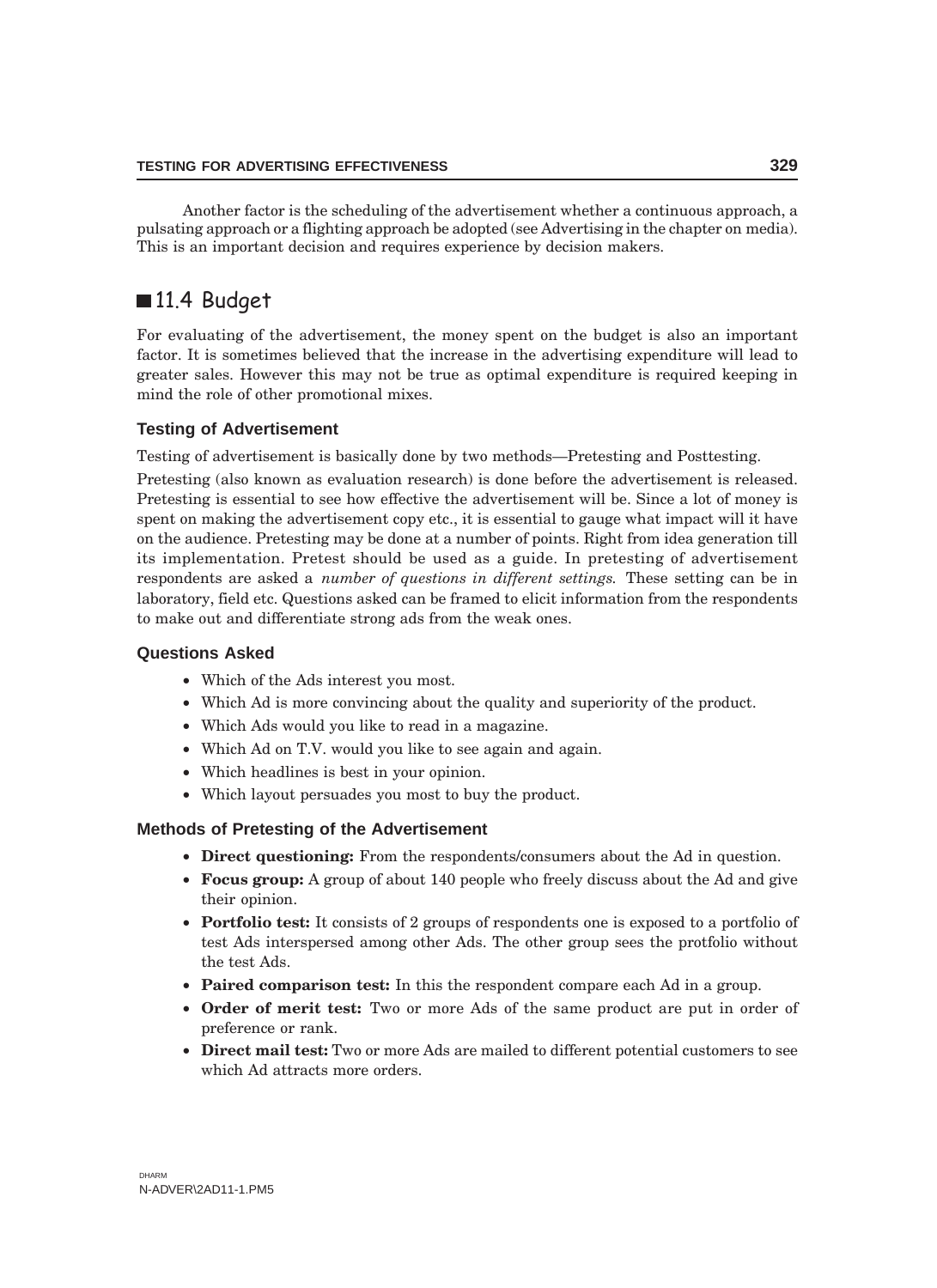Another factor is the scheduling of the advertisement whether a continuous approach, a pulsating approach or a flighting approach be adopted (see Advertising in the chapter on media). This is an important decision and requires experience by decision makers.

## 11.4 Budget

For evaluating of the advertisement, the money spent on the budget is also an important factor. It is sometimes believed that the increase in the advertising expenditure will lead to greater sales. However this may not be true as optimal expenditure is required keeping in mind the role of other promotional mixes.

### Testing of Advertisement

Testing of advertisement is basically done by two methods—Pretesting and Posttesting.

Pretesting (also known as evaluation research) is done before the advertisement is released. Pretesting is essential to see how effective the advertisement will be. Since a lot of money is spent on making the advertisement copy etc., it is essential to gauge what impact will it have on the audience. Pretesting may be done at a number of points. Right from idea generation till its implementation. Pretest should be used as a guide. In pretesting of advertisement respondents are asked a *number of questions in different settings.* These setting can be in laboratory, field etc. Questions asked can be framed to elicit information from the respondents to make out and differentiate strong ads from the weak ones.

### Questions Asked

- Which of the Ads interest you most.
- Which Ad is more convincing about the quality and superiority of the product.
- Which Ads would you like to read in a magazine.
- Which Ad on T.V. would you like to see again and again.
- Which headlines is best in your opinion.
- Which layout persuades you most to buy the product.

### Methods of Pretesting of the Advertisement

- **Direct questioning:** From the respondents/consumers about the Ad in question.
- **Focus group:** A group of about 140 people who freely discuss about the Ad and give their opinion.
- **Portfolio test:** It consists of 2 groups of respondents one is exposed to a portfolio of test Ads interspersed among other Ads. The other group sees the protfolio without the test Ads.
- **Paired comparison test:** In this the respondent compare each Ad in a group.
- **Order of merit test:** Two or more Ads of the same product are put in order of preference or rank.
- **Direct mail test:** Two or more Ads are mailed to different potential customers to see which Ad attracts more orders.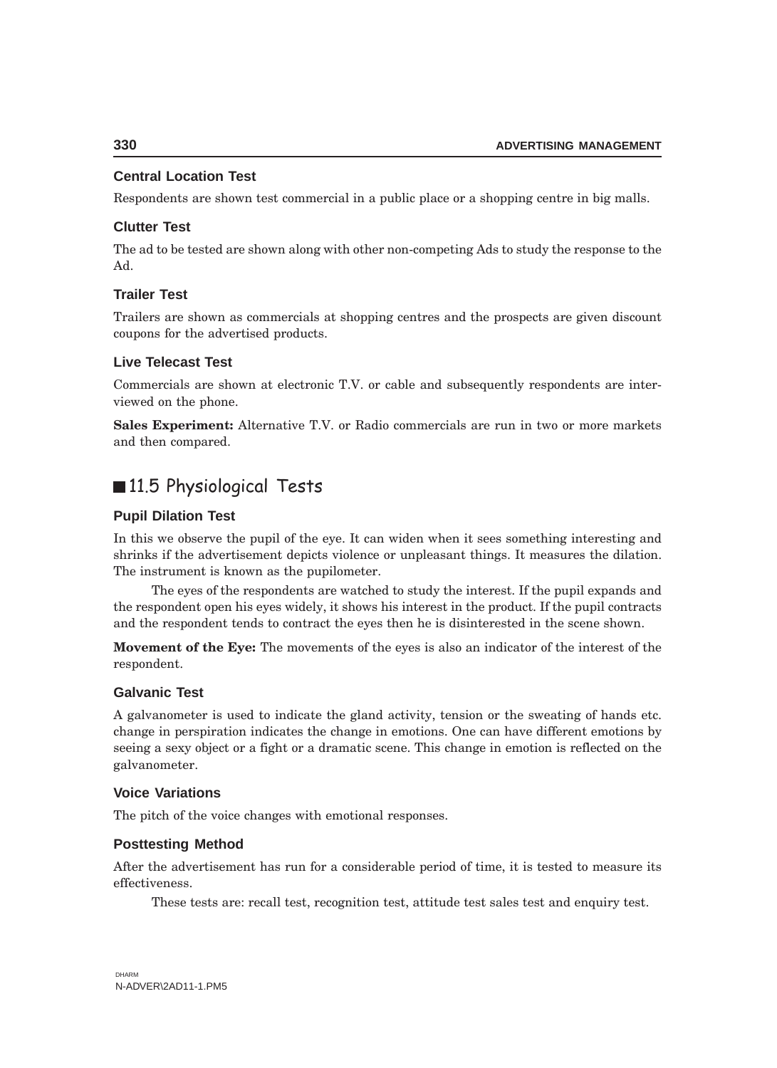### Central Location Test

Respondents are shown test commercial in a public place or a shopping centre in big malls.

### Clutter Test

The ad to be tested are shown along with other non-competing Ads to study the response to the Ad.

### Trailer Test

Trailers are shown as commercials at shopping centres and the prospects are given discount coupons for the advertised products.

### Live Telecast Test

Commercials are shown at electronic T.V. or cable and subsequently respondents are interviewed on the phone.

**Sales Experiment:** Alternative T.V. or Radio commercials are run in two or more markets and then compared.

## 11.5 Physiological Tests

### Pupil Dilation Test

In this we observe the pupil of the eye. It can widen when it sees something interesting and shrinks if the advertisement depicts violence or unpleasant things. It measures the dilation. The instrument is known as the pupilometer.

The eyes of the respondents are watched to study the interest. If the pupil expands and the respondent open his eyes widely, it shows his interest in the product. If the pupil contracts and the respondent tends to contract the eyes then he is disinterested in the scene shown.

**Movement of the Eye:** The movements of the eyes is also an indicator of the interest of the respondent.

### Galvanic Test

A galvanometer is used to indicate the gland activity, tension or the sweating of hands etc. change in perspiration indicates the change in emotions. One can have different emotions by seeing a sexy object or a fight or a dramatic scene. This change in emotion is reflected on the galvanometer.

### Voice Variations

The pitch of the voice changes with emotional responses.

### Posttesting Method

After the advertisement has run for a considerable period of time, it is tested to measure its effectiveness.

These tests are: recall test, recognition test, attitude test sales test and enquiry test.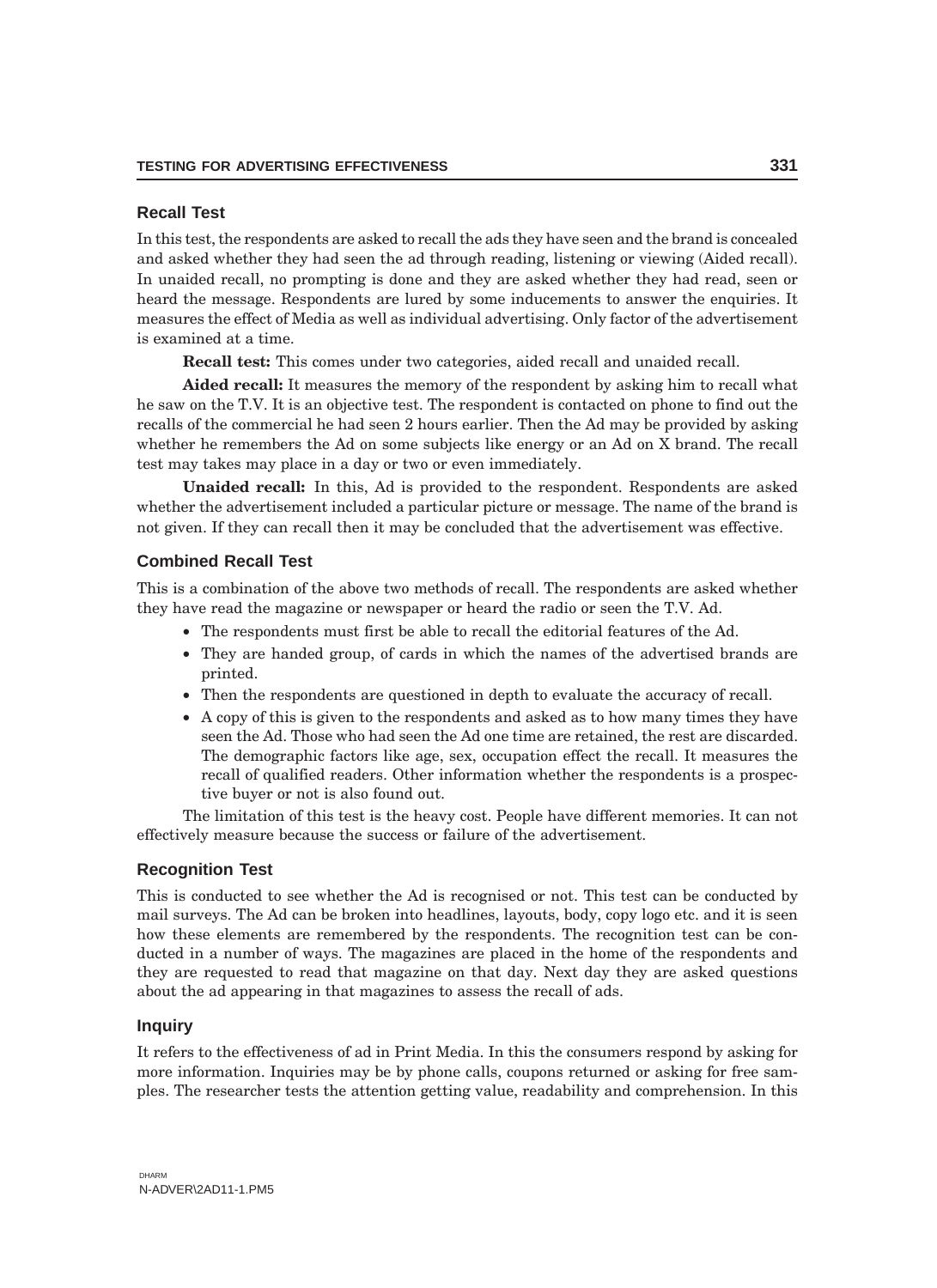## Recall Test

In this test, the respondents are asked to recall the ads they have seen and the brand is concealed and asked whether they had seen the ad through reading, listening or viewing (Aided recall). In unaided recall, no prompting is done and they are asked whether they had read, seen or heard the message. Respondents are lured by some inducements to answer the enquiries. It measures the effect of Media as well as individual advertising. Only factor of the advertisement is examined at a time.

**Recall test:** This comes under two categories, aided recall and unaided recall.

**Aided recall:** It measures the memory of the respondent by asking him to recall what he saw on the T.V. It is an objective test. The respondent is contacted on phone to find out the recalls of the commercial he had seen 2 hours earlier. Then the Ad may be provided by asking whether he remembers the Ad on some subjects like energy or an Ad on X brand. The recall test may takes may place in a day or two or even immediately.

**Unaided recall:** In this, Ad is provided to the respondent. Respondents are asked whether the advertisement included a particular picture or message. The name of the brand is not given. If they can recall then it may be concluded that the advertisement was effective.

## Combined Recall Test

This is a combination of the above two methods of recall. The respondents are asked whether they have read the magazine or newspaper or heard the radio or seen the T.V. Ad.

- The respondents must first be able to recall the editorial features of the Ad.
- They are handed group, of cards in which the names of the advertised brands are printed.
- Then the respondents are questioned in depth to evaluate the accuracy of recall.
- A copy of this is given to the respondents and asked as to how many times they have seen the Ad. Those who had seen the Ad one time are retained, the rest are discarded. The demographic factors like age, sex, occupation effect the recall. It measures the recall of qualified readers. Other information whether the respondents is a prospective buyer or not is also found out.

The limitation of this test is the heavy cost. People have different memories. It can not effectively measure because the success or failure of the advertisement.

## Recognition Test

This is conducted to see whether the Ad is recognised or not. This test can be conducted by mail surveys. The Ad can be broken into headlines, layouts, body, copy logo etc. and it is seen how these elements are remembered by the respondents. The recognition test can be conducted in a number of ways. The magazines are placed in the home of the respondents and they are requested to read that magazine on that day. Next day they are asked questions about the ad appearing in that magazines to assess the recall of ads.

## Inquiry

It refers to the effectiveness of ad in Print Media. In this the consumers respond by asking for more information. Inquiries may be by phone calls, coupons returned or asking for free samples. The researcher tests the attention getting value, readability and comprehension. In this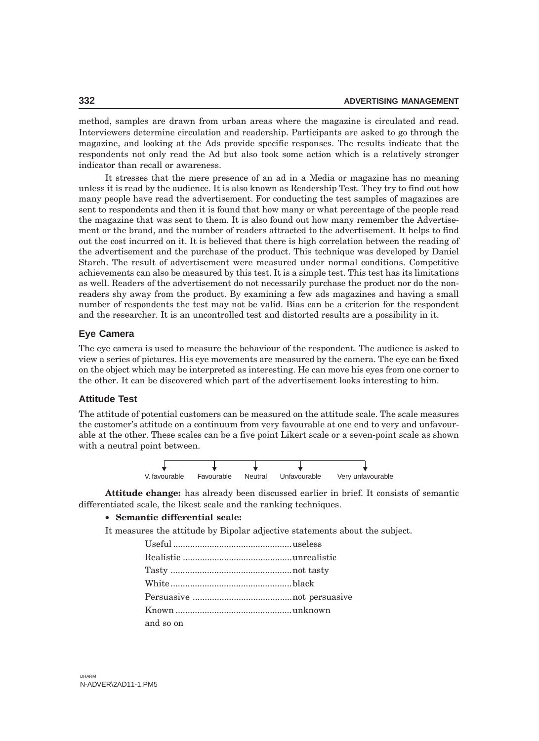method, samples are drawn from urban areas where the magazine is circulated and read. Interviewers determine circulation and readership. Participants are asked to go through the magazine, and looking at the Ads provide specific responses. The results indicate that the respondents not only read the Ad but also took some action which is a relatively stronger indicator than recall or awareness.

It stresses that the mere presence of an ad in a Media or magazine has no meaning unless it is read by the audience. It is also known as Readership Test. They try to find out how many people have read the advertisement. For conducting the test samples of magazines are sent to respondents and then it is found that how many or what percentage of the people read the magazine that was sent to them. It is also found out how many remember the Advertisement or the brand, and the number of readers attracted to the advertisement. It helps to find out the cost incurred on it. It is believed that there is high correlation between the reading of the advertisement and the purchase of the product. This technique was developed by Daniel Starch. The result of advertisement were measured under normal conditions. Competitive achievements can also be measured by this test. It is a simple test. This test has its limitations as well. Readers of the advertisement do not necessarily purchase the product nor do the non-readers shy away from the product. By examining a few ads magazines and having a small number of respondents the test may not be valid. Bias can be a criterion for the respondent and the researcher. It is an uncontrolled test and distorted results are a possibility in it.

### Eye Camera

The eye camera is used to measure the behaviour of the respondent. The audience is asked to view a series of pictures. His eye movements are measured by the camera. The eye can be fixed on the object which may be interpreted as interesting. He can move his eyes from one corner to the other. It can be discovered which part of the advertisement looks interesting to him.

### Attitude Test

The attitude of potential customers can be measured on the attitude scale. The scale measures the customer's attitude on a continuum from very favourable at one end to very and unfavourable at the other. These scales can be a five point Likert scale or a seven-point scale as shown with a neutral point between.

V. favourable Favourable Neutral Unfavourable Very unfavourable

**Attitude change:** has already been discussed earlier in brief. It consists of semantic differentiated scale, the likest scale and the ranking techniques.

- **Semantic differential scale:**

It measures the attitude by Bipolar adjective statements about the subject.

Useful ................................................. useless
Realistic ............................................. unrealistic
Tasty .................................................. not tasty
White .................................................. black
Persuasive ......................................... not persuasive
Known ................................................ unknown
and so on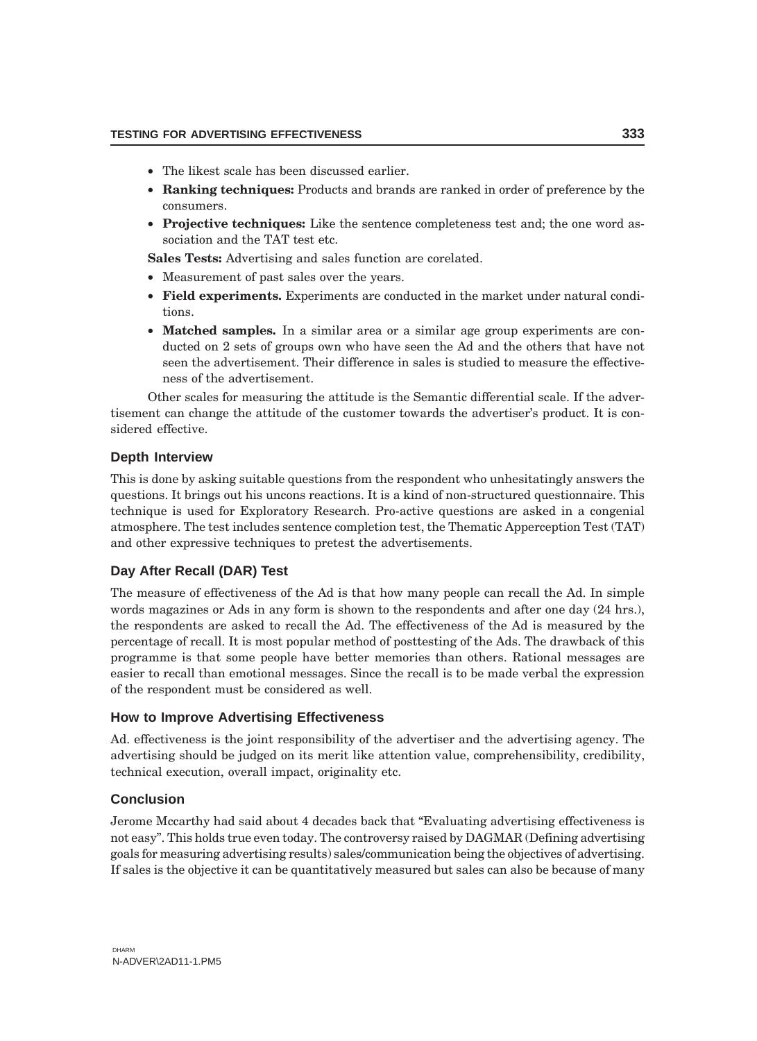- The likest scale has been discussed earlier.
- **Ranking techniques:** Products and brands are ranked in order of preference by the consumers.
- **Projective techniques:** Like the sentence completeness test and; the one word association and the TAT test etc.

**Sales Tests:** Advertising and sales function are corelated.

- Measurement of past sales over the years.
- **Field experiments.** Experiments are conducted in the market under natural conditions.
- **Matched samples.** In a similar area or a similar age group experiments are conducted on 2 sets of groups own who have seen the Ad and the others that have not seen the advertisement. Their difference in sales is studied to measure the effectiveness of the advertisement.

Other scales for measuring the attitude is the Semantic differential scale. If the advertisement can change the attitude of the customer towards the advertiser's product. It is considered effective.

### Depth Interview

This is done by asking suitable questions from the respondent who unhesitatingly answers the questions. It brings out his uncons reactions. It is a kind of non-structured questionnaire. This technique is used for Exploratory Research. Pro-active questions are asked in a congenial atmosphere. The test includes sentence completion test, the Thematic Apperception Test (TAT) and other expressive techniques to pretest the advertisements.

### Day After Recall (DAR) Test

The measure of effectiveness of the Ad is that how many people can recall the Ad. In simple words magazines or Ads in any form is shown to the respondents and after one day (24 hrs.), the respondents are asked to recall the Ad. The effectiveness of the Ad is measured by the percentage of recall. It is most popular method of posttesting of the Ads. The drawback of this programme is that some people have better memories than others. Rational messages are easier to recall than emotional messages. Since the recall is to be made verbal the expression of the respondent must be considered as well.

### How to Improve Advertising Effectiveness

Ad. effectiveness is the joint responsibility of the advertiser and the advertising agency. The advertising should be judged on its merit like attention value, comprehensibility, credibility, technical execution, overall impact, originality etc.

### Conclusion

Jerome Mccarthy had said about 4 decades back that "Evaluating advertising effectiveness is not easy". This holds true even today. The controversy raised by DAGMAR (Defining advertising goals for measuring advertising results) sales/communication being the objectives of advertising. If sales is the objective it can be quantitatively measured but sales can also be because of many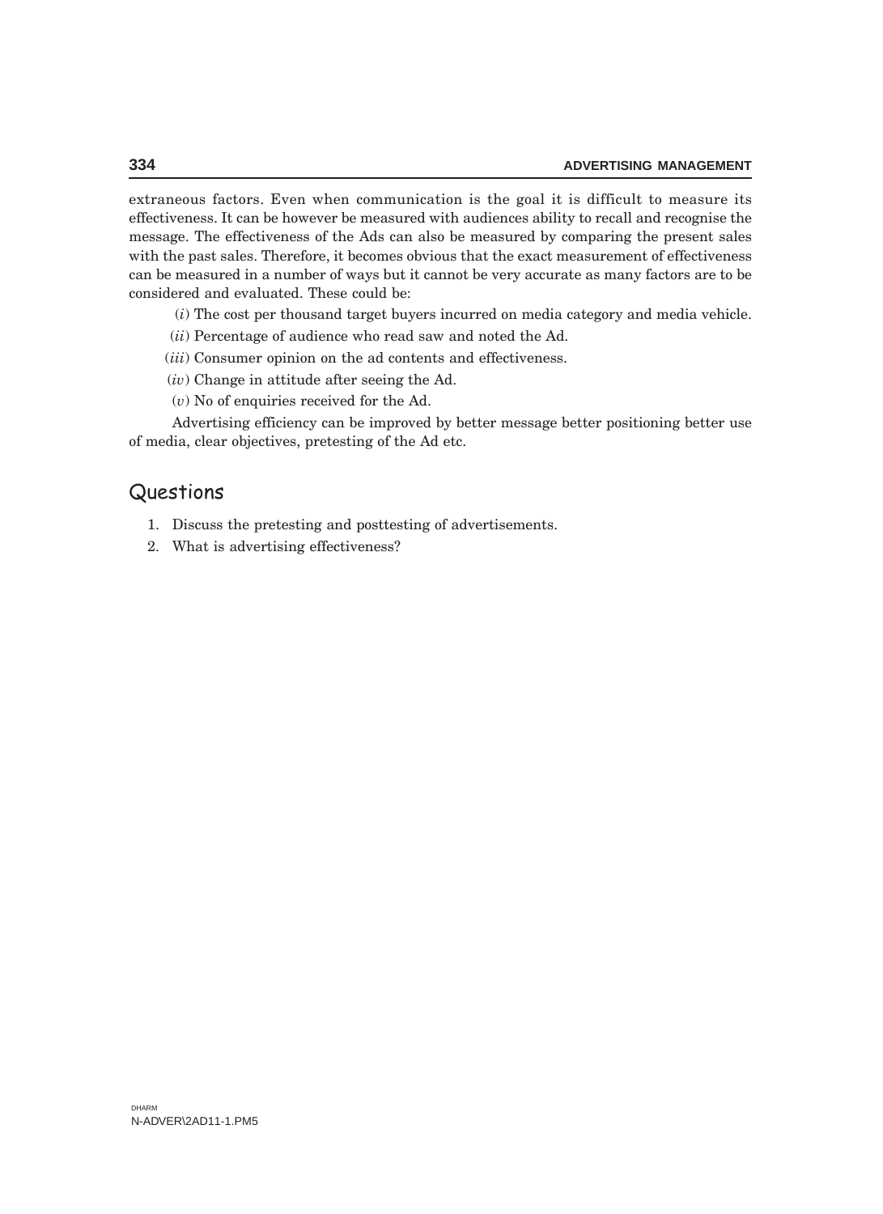extraneous factors. Even when communication is the goal it is difficult to measure its effectiveness. It can be however be measured with audiences ability to recall and recognise the message. The effectiveness of the Ads can also be measured by comparing the present sales with the past sales. Therefore, it becomes obvious that the exact measurement of effectiveness can be measured in a number of ways but it cannot be very accurate as many factors are to be considered and evaluated. These could be:

(*i*) The cost per thousand target buyers incurred on media category and media vehicle.

(*ii*) Percentage of audience who read saw and noted the Ad.

(*iii*) Consumer opinion on the ad contents and effectiveness.

(*iv*) Change in attitude after seeing the Ad.

(*v*) No of enquiries received for the Ad.

Advertising efficiency can be improved by better message better positioning better use of media, clear objectives, pretesting of the Ad etc.

## Questions

1. Discuss the pretesting and posttesting of advertisements.
2. What is advertising effectiveness?